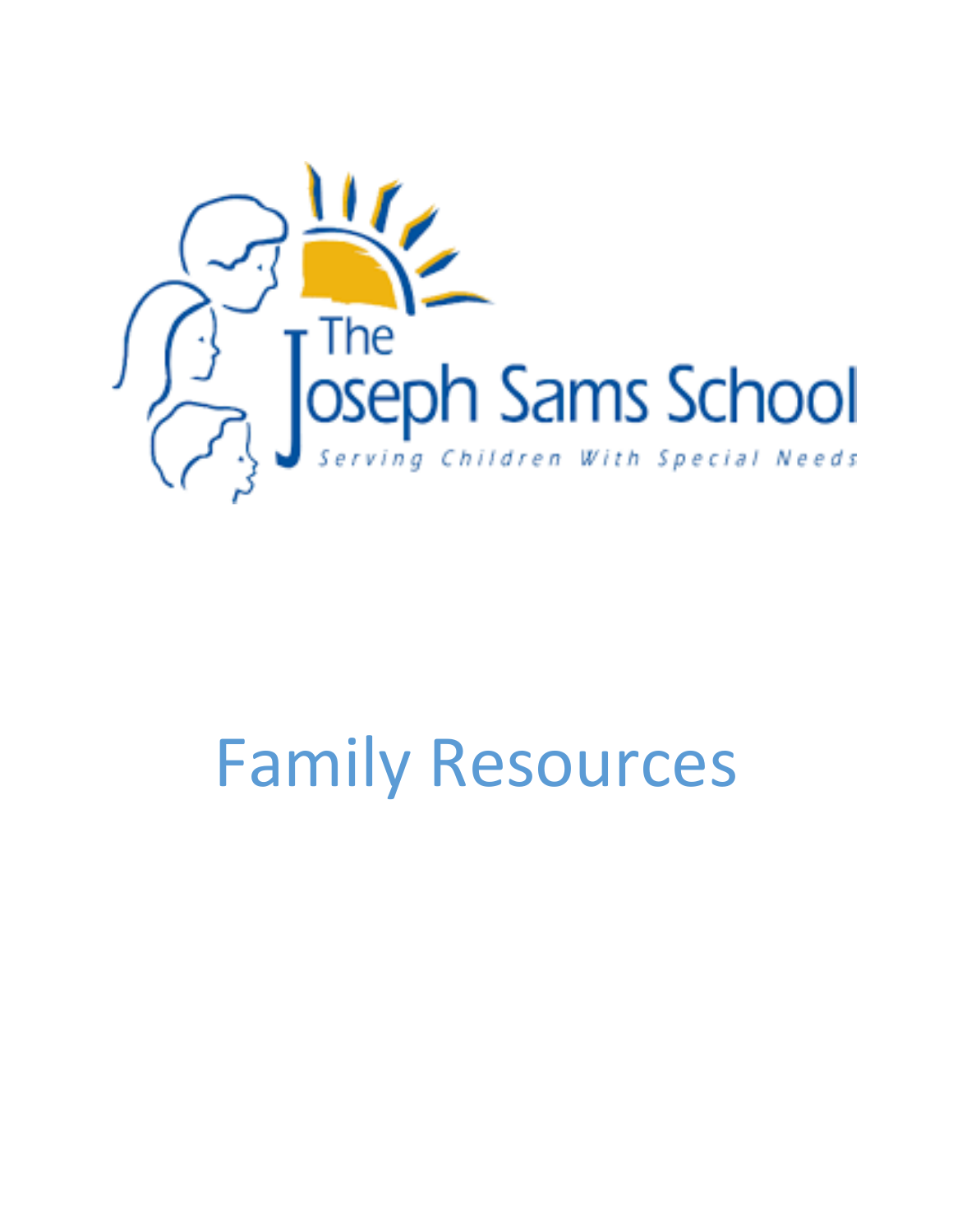The Joseph Sams School

*Serving Children With Special Needs*

# Family Resources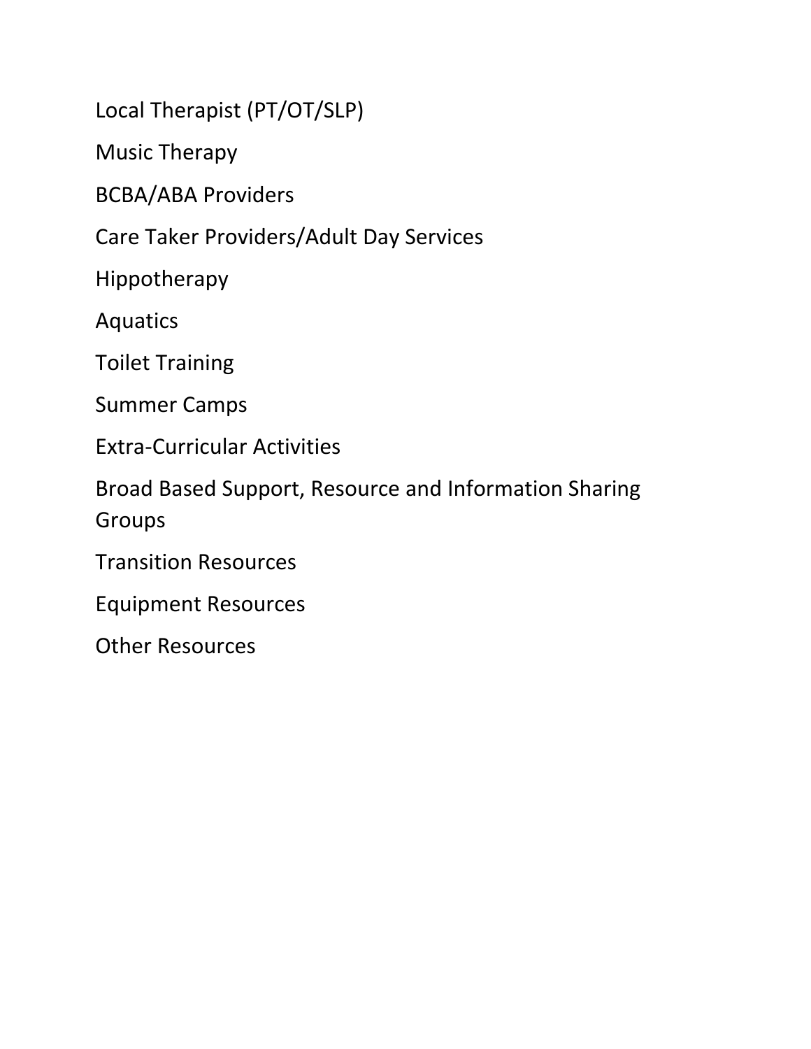Local Therapist (PT/OT/SLP)

Music Therapy

BCBA/ABA Providers

Care Taker Providers/Adult Day Services

Hippotherapy

Aquatics

Toilet Training

Summer Camps

Extra-Curricular Activities

Broad Based Support, Resource and Information Sharing Groups

Transition Resources

Equipment Resources

Other Resources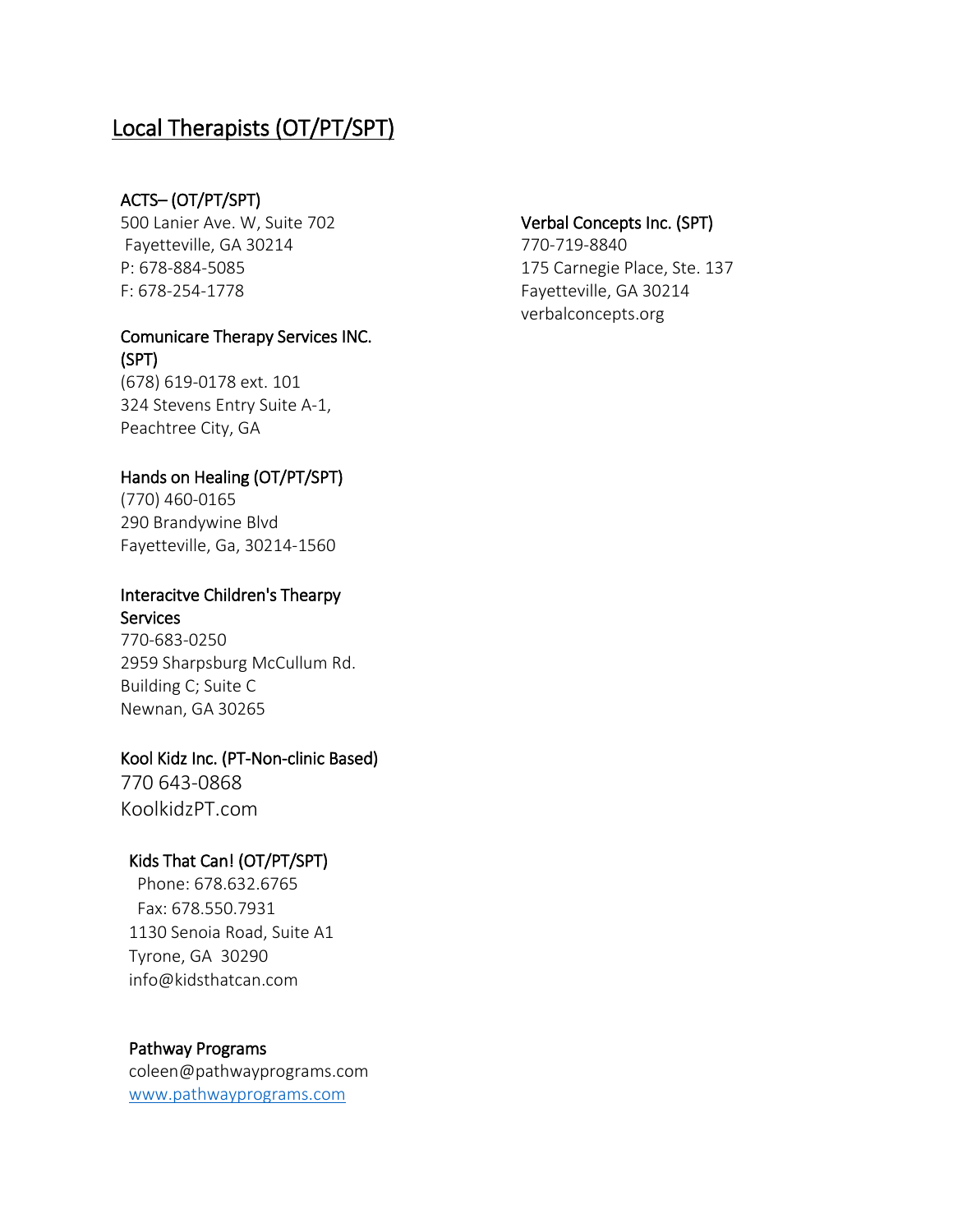## Local Therapists (OT/PT/SPT)

### ACTS– (OT/PT/SPT)

500 Lanier Ave. W, Suite 702
Fayetteville, GA 30214
P: 678-884-5085
F: 678-254-1778

### Comunicare Therapy Services INC. (SPT)

(678) 619-0178 ext. 101
324 Stevens Entry Suite A-1,
Peachtree City, GA

### Hands on Healing (OT/PT/SPT)

(770) 460-0165
290 Brandywine Blvd
Fayetteville, Ga, 30214-1560

### Interacitve Children's Thearpy Services

770-683-0250
2959 Sharpsburg McCullum Rd.
Building C; Suite C
Newnan, GA 30265

### Kool Kidz Inc. (PT-Non-clinic Based)

770 643-0868
KoolkidzPT.com

### Kids That Can! (OT/PT/SPT)

Phone: 678.632.6765
Fax: 678.550.7931
1130 Senoia Road, Suite A1
Tyrone, GA 30290
info@kidsthatcan.com

### Pathway Programs

coleen@pathwayprograms.com
[www.pathwayprograms.com](http://www.pathwayprograms.com)

### Verbal Concepts Inc. (SPT)

770-719-8840
175 Carnegie Place, Ste. 137
Fayetteville, GA 30214
verbalconcepts.org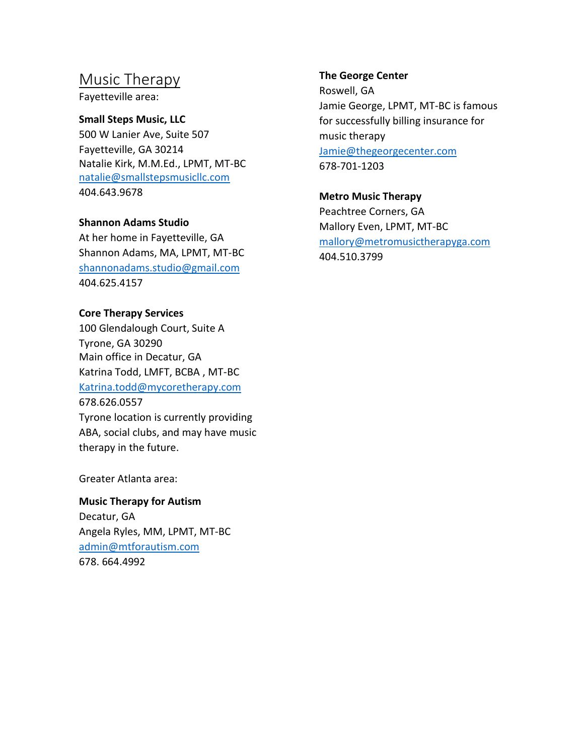# Music Therapy

Fayetteville area:

**Small Steps Music, LLC**
500 W Lanier Ave, Suite 507
Fayetteville, GA 30214
Natalie Kirk, M.M.Ed., LPMT, MT-BC
natalie@smallstepsmusicllc.com
404.643.9678

**Shannon Adams Studio**
At her home in Fayetteville, GA
Shannon Adams, MA, LPMT, MT-BC
shannonadams.studio@gmail.com
404.625.4157

**Core Therapy Services**
100 Glendalough Court, Suite A
Tyrone, GA 30290
Main office in Decatur, GA
Katrina Todd, LMFT, BCBA , MT-BC
Katrina.todd@mycoretherapy.com
678.626.0557
Tyrone location is currently providing ABA, social clubs, and may have music therapy in the future.

Greater Atlanta area:

**Music Therapy for Autism**
Decatur, GA
Angela Ryles, MM, LPMT, MT-BC
admin@mtforautism.com
678. 664.4992

**The George Center**
Roswell, GA
Jamie George, LPMT, MT-BC is famous for successfully billing insurance for music therapy
Jamie@thegeorgecenter.com
678-701-1203

**Metro Music Therapy**
Peachtree Corners, GA
Mallory Even, LPMT, MT-BC
mallory@metromusictherapyga.com
404.510.3799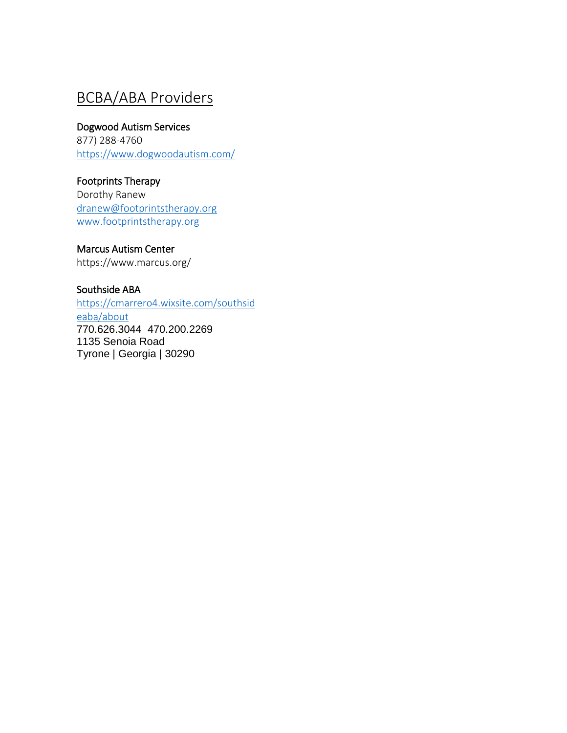# BCBA/ABA Providers

**Dogwood Autism Services**
877) 288-4760
https://www.dogwoodautism.com/

**Footprints Therapy**
Dorothy Ranew
dranew@footprintstherapy.org
www.footprintstherapy.org

**Marcus Autism Center**
https://www.marcus.org/

**Southside ABA**
https://cmarrero4.wixsite.com/southsideaba/about
770.626.3044 470.200.2269
1135 Senoia Road
Tyrone | Georgia | 30290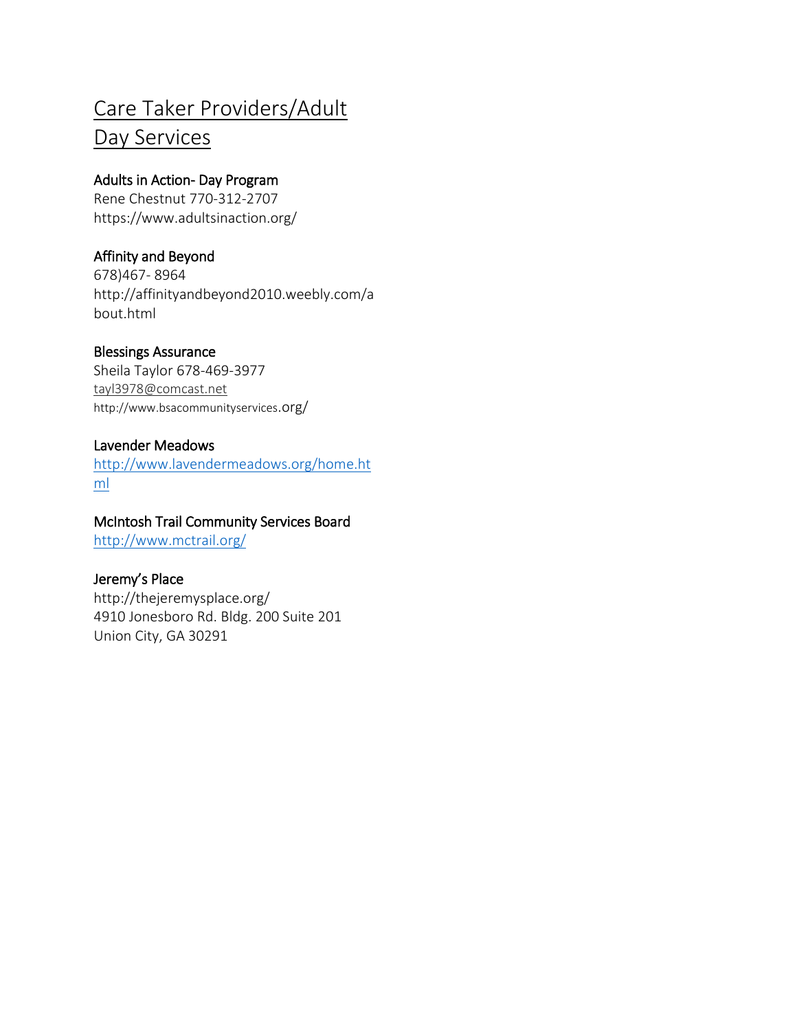# Care Taker Providers/Adult Day Services

### Adults in Action- Day Program
Rene Chestnut 770-312-2707
https://www.adultsinaction.org/

### Affinity and Beyond
678)467- 8964
http://affinityandbeyond2010.weebly.com/about.html

### Blessings Assurance
Sheila Taylor 678-469-3977
tayl3978@comcast.net
http://www.bsacommunityservices.org/

### Lavender Meadows
http://www.lavendermeadows.org/home.html

### McIntosh Trail Community Services Board
http://www.mctrail.org/

### Jeremy's Place
http://thejeremysplace.org/
4910 Jonesboro Rd. Bldg. 200 Suite 201
Union City, GA 30291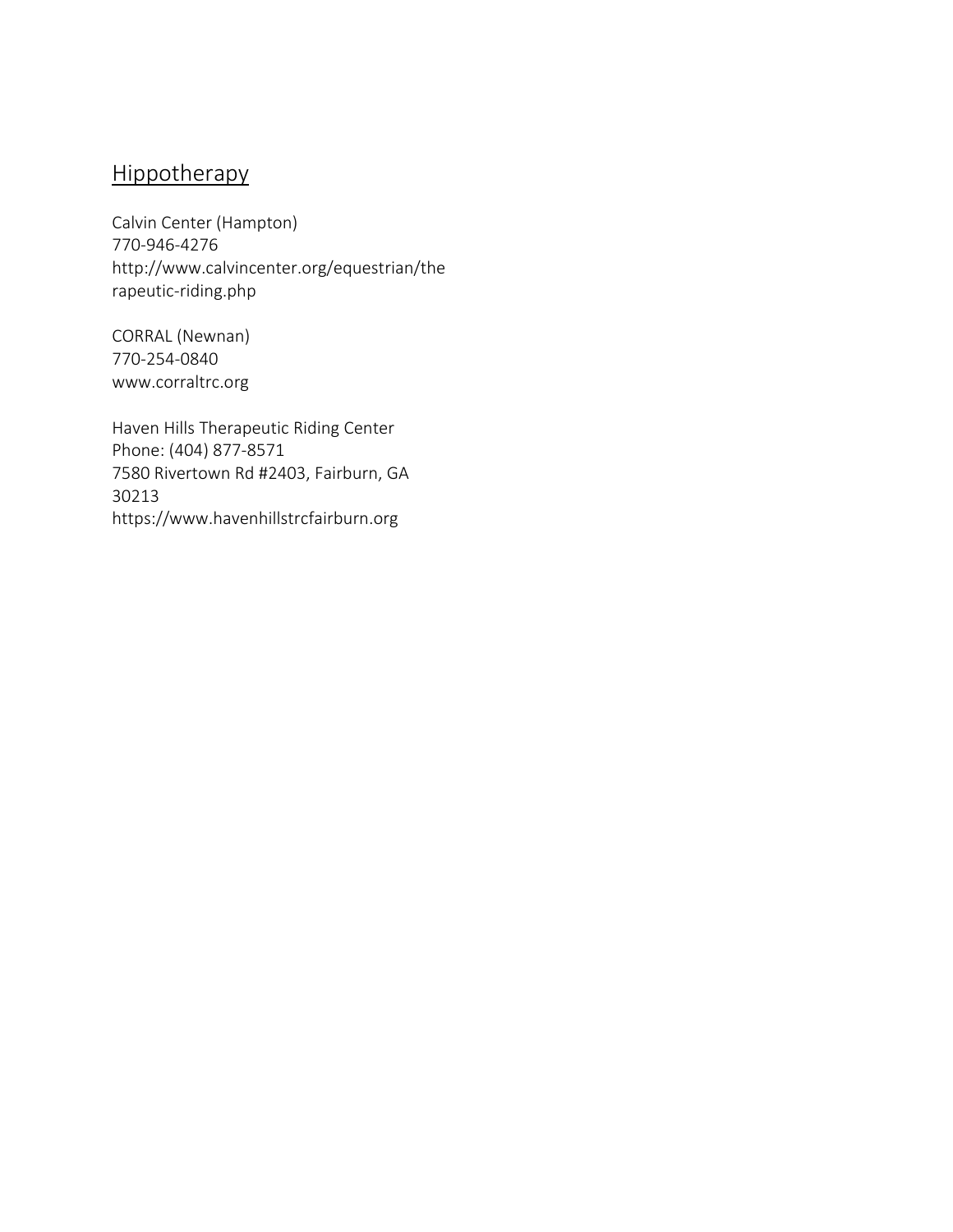## Hippotherapy

Calvin Center (Hampton)
770-946-4276
http://www.calvincenter.org/equestrian/therapeutic-riding.php

CORRAL (Newnan)
770-254-0840
www.corraltrc.org

Haven Hills Therapeutic Riding Center
Phone: (404) 877-8571
7580 Rivertown Rd #2403, Fairburn, GA 30213
https://www.havenhillstrcfairburn.org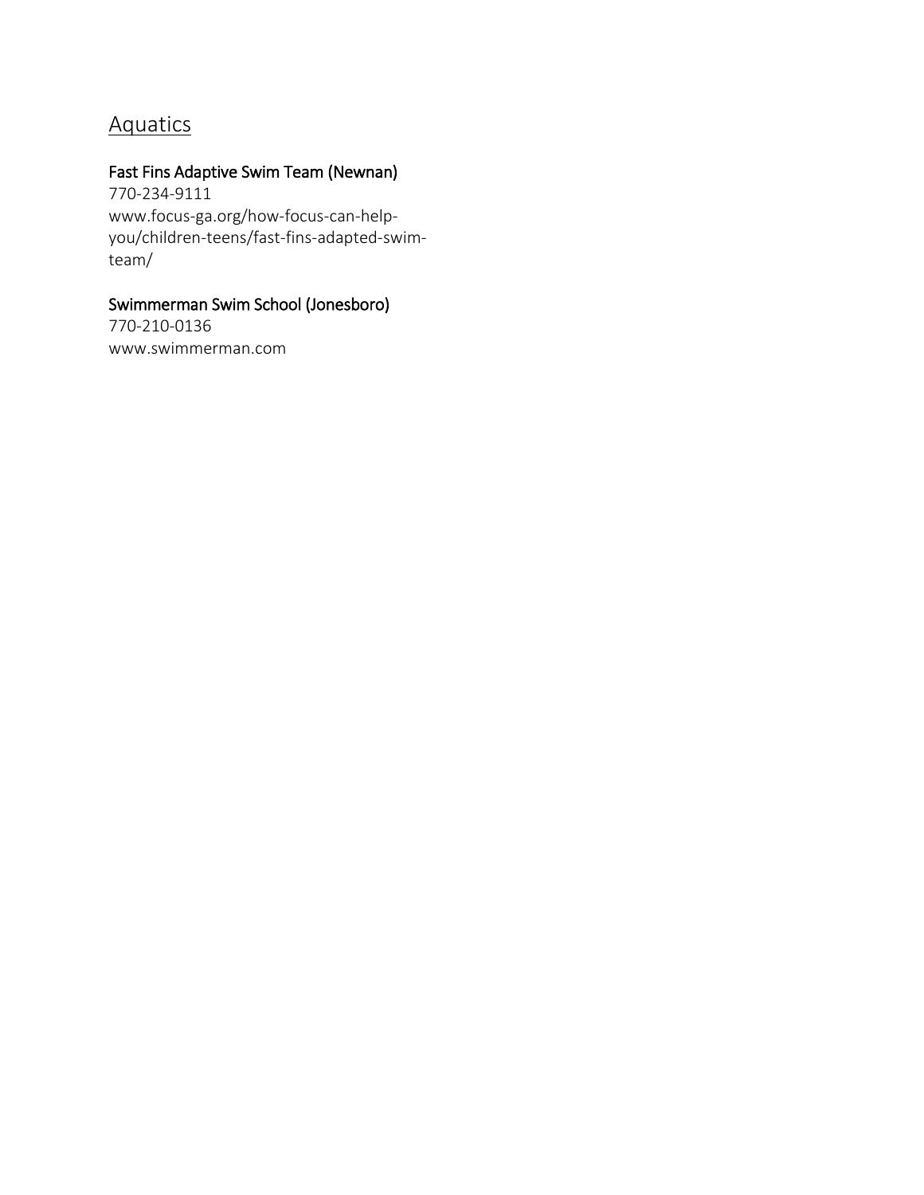## Aquatics

### Fast Fins Adaptive Swim Team (Newnan)

770-234-9111
www.focus-ga.org/how-focus-can-help-you/children-teens/fast-fins-adapted-swim-team/

### Swimmerman Swim School (Jonesboro)

770-210-0136
www.swimmerman.com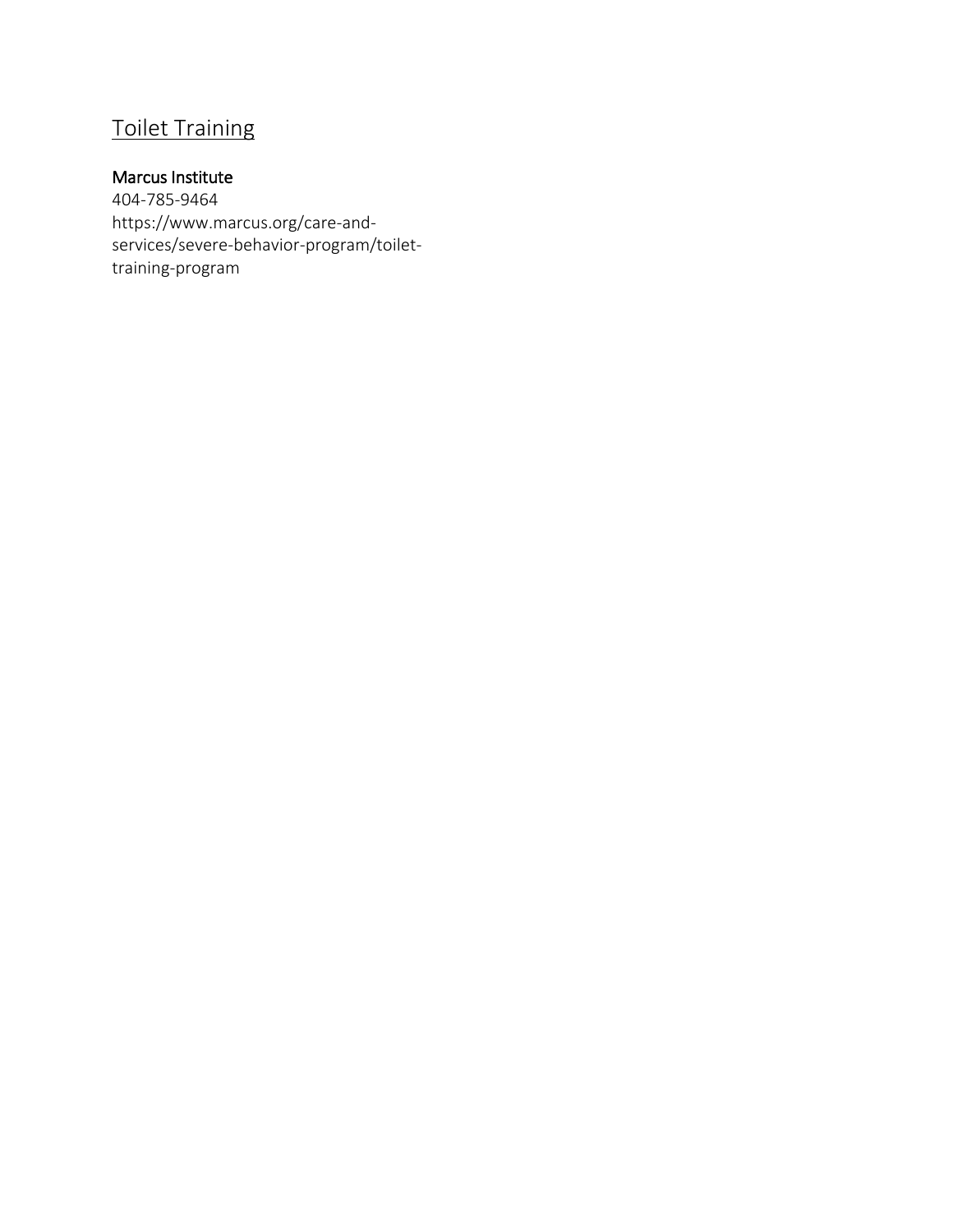## Toilet Training

### Marcus Institute

404-785-9464
https://www.marcus.org/care-and-services/severe-behavior-program/toilet-training-program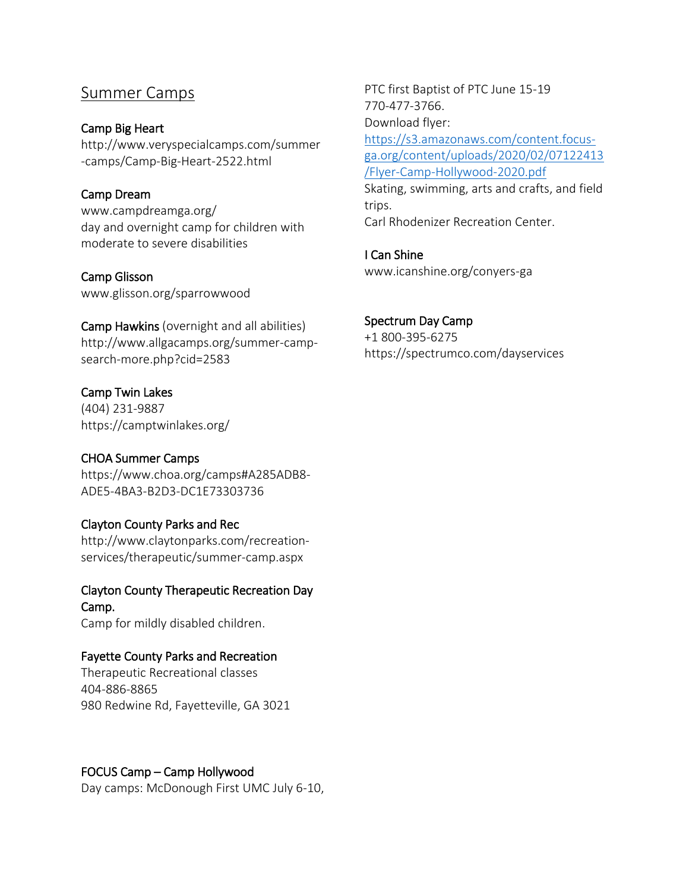## Summer Camps

**Camp Big Heart**
http://www.veryspecialcamps.com/summer-camps/Camp-Big-Heart-2522.html

**Camp Dream**
www.campdreamga.org/
day and overnight camp for children with moderate to severe disabilities

**Camp Glisson**
www.glisson.org/sparrowwood

**Camp Hawkins** (overnight and all abilities)
http://www.allgacamps.org/summer-camp-search-more.php?cid=2583

**Camp Twin Lakes**
(404) 231-9887
https://camptwinlakes.org/

**CHOA Summer Camps**
https://www.choa.org/camps#A285ADB8-ADE5-4BA3-B2D3-DC1E73303736

**Clayton County Parks and Rec**
http://www.claytonparks.com/recreation-services/therapeutic/summer-camp.aspx

**Clayton County Therapeutic Recreation Day Camp.**
Camp for mildly disabled children.

**Fayette County Parks and Recreation**
Therapeutic Recreational classes
404-886-8865
980 Redwine Rd, Fayetteville, GA 3021

**FOCUS Camp – Camp Hollywood**
Day camps: McDonough First UMC July 6-10, PTC first Baptist of PTC June 15-19
770-477-3766.
Download flyer:
[https://s3.amazonaws.com/content.focus-ga.org/content/uploads/2020/02/07122413/Flyer-Camp-Hollywood-2020.pdf](https://s3.amazonaws.com/content.focus-ga.org/content/uploads/2020/02/07122413/Flyer-Camp-Hollywood-2020.pdf)
Skating, swimming, arts and crafts, and field trips.
Carl Rhodenizer Recreation Center.

**I Can Shine**
www.icanshine.org/conyers-ga

**Spectrum Day Camp**
+1 800-395-6275
https://spectrumco.com/dayservices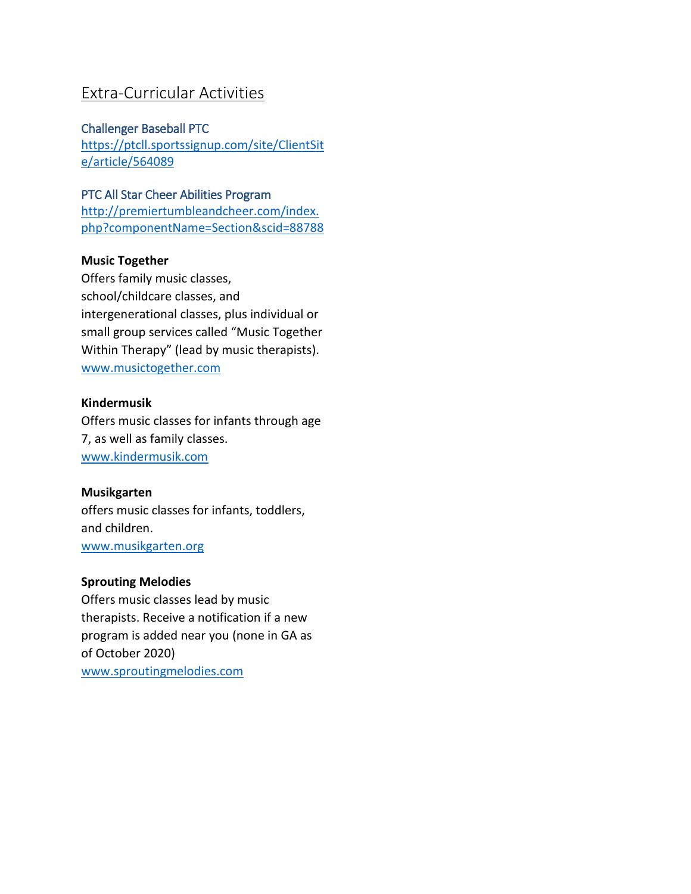## Extra-Curricular Activities

### Challenger Baseball PTC
https://ptcll.sportssignup.com/site/ClientSite/article/564089

### PTC All Star Cheer Abilities Program
http://premiertumbleandcheer.com/index.php?componentName=Section&scid=88788

**Music Together**
Offers family music classes, school/childcare classes, and intergenerational classes, plus individual or small group services called "Music Together Within Therapy" (lead by music therapists).
www.musictogether.com

**Kindermusik**
Offers music classes for infants through age 7, as well as family classes.
www.kindermusik.com

**Musikgarten**
offers music classes for infants, toddlers, and children.
www.musikgarten.org

**Sprouting Melodies**
Offers music classes lead by music therapists. Receive a notification if a new program is added near you (none in GA as of October 2020)
www.sproutingmelodies.com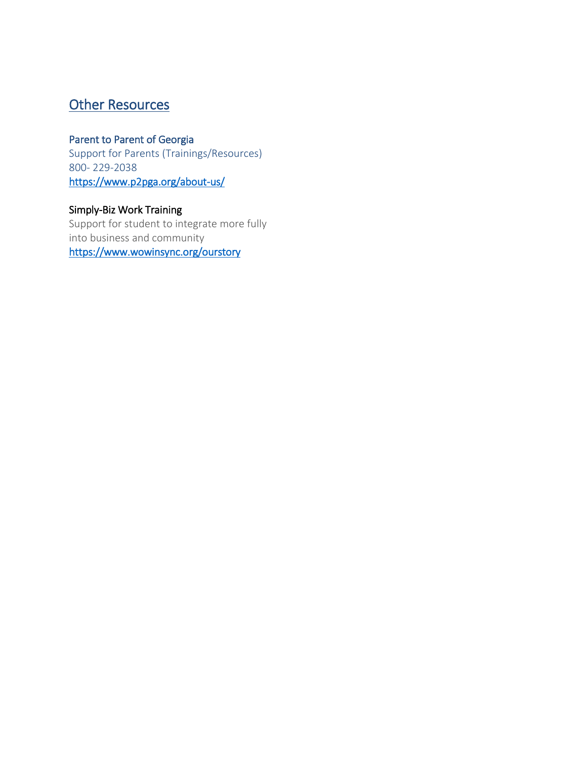## Other Resources

### Parent to Parent of Georgia

Support for Parents (Trainings/Resources)
800- 229-2038
https://www.p2pga.org/about-us/

### Simply-Biz Work Training

Support for student to integrate more fully into business and community
https://www.wowinsync.org/ourstory